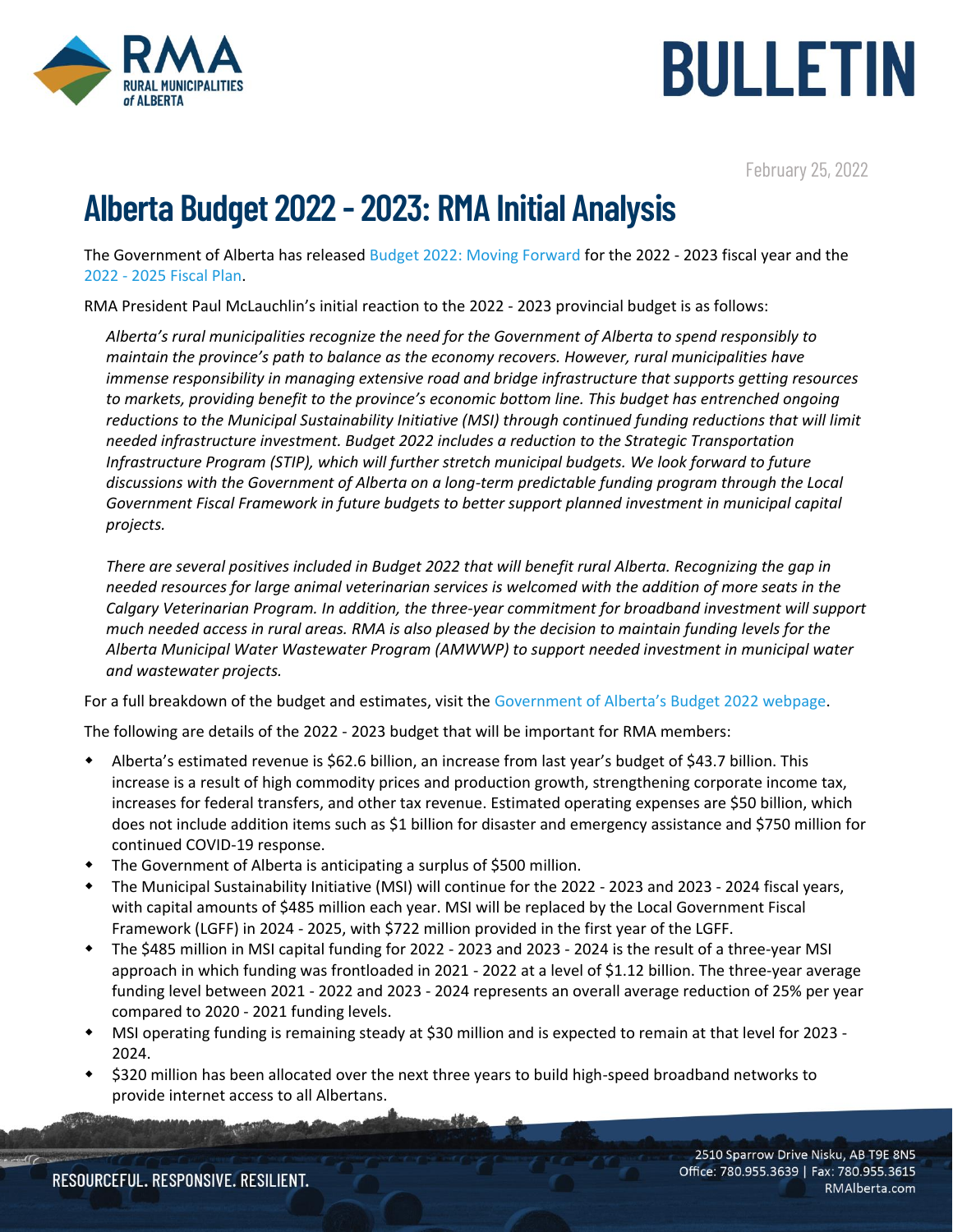RMA RURAL MUNICIPALITIES of ALBERTA

BULLETIN

February 25, 2022

# Alberta Budget 2022 - 2023: RMA Initial Analysis

The Government of Alberta has released Budget 2022: Moving Forward for the 2022 - 2023 fiscal year and the 2022 - 2025 Fiscal Plan.

RMA President Paul McLauchlin's initial reaction to the 2022 - 2023 provincial budget is as follows:

> *Alberta's rural municipalities recognize the need for the Government of Alberta to spend responsibly to maintain the province's path to balance as the economy recovers. However, rural municipalities have immense responsibility in managing extensive road and bridge infrastructure that supports getting resources to markets, providing benefit to the province's economic bottom line. This budget has entrenched ongoing reductions to the Municipal Sustainability Initiative (MSI) through continued funding reductions that will limit needed infrastructure investment. Budget 2022 includes a reduction to the Strategic Transportation Infrastructure Program (STIP), which will further stretch municipal budgets. We look forward to future discussions with the Government of Alberta on a long-term predictable funding program through the Local Government Fiscal Framework in future budgets to better support planned investment in municipal capital projects.*
>
> *There are several positives included in Budget 2022 that will benefit rural Alberta. Recognizing the gap in needed resources for large animal veterinarian services is welcomed with the addition of more seats in the Calgary Veterinarian Program. In addition, the three-year commitment for broadband investment will support much needed access in rural areas. RMA is also pleased by the decision to maintain funding levels for the Alberta Municipal Water Wastewater Program (AMWWP) to support needed investment in municipal water and wastewater projects.*

For a full breakdown of the budget and estimates, visit the Government of Alberta's Budget 2022 webpage.

The following are details of the 2022 - 2023 budget that will be important for RMA members:

- Alberta's estimated revenue is $62.6 billion, an increase from last year's budget of $43.7 billion. This increase is a result of high commodity prices and production growth, strengthening corporate income tax, increases for federal transfers, and other tax revenue. Estimated operating expenses are $50 billion, which does not include addition items such as $1 billion for disaster and emergency assistance and $750 million for continued COVID-19 response.
- The Government of Alberta is anticipating a surplus of $500 million.
- The Municipal Sustainability Initiative (MSI) will continue for the 2022 - 2023 and 2023 - 2024 fiscal years, with capital amounts of $485 million each year. MSI will be replaced by the Local Government Fiscal Framework (LGFF) in 2024 - 2025, with $722 million provided in the first year of the LGFF.
- The $485 million in MSI capital funding for 2022 - 2023 and 2023 - 2024 is the result of a three-year MSI approach in which funding was frontloaded in 2021 - 2022 at a level of $1.12 billion. The three-year average funding level between 2021 - 2022 and 2023 - 2024 represents an overall average reduction of 25% per year compared to 2020 - 2021 funding levels.
- MSI operating funding is remaining steady at $30 million and is expected to remain at that level for 2023 - 2024.
- $320 million has been allocated over the next three years to build high-speed broadband networks to provide internet access to all Albertans.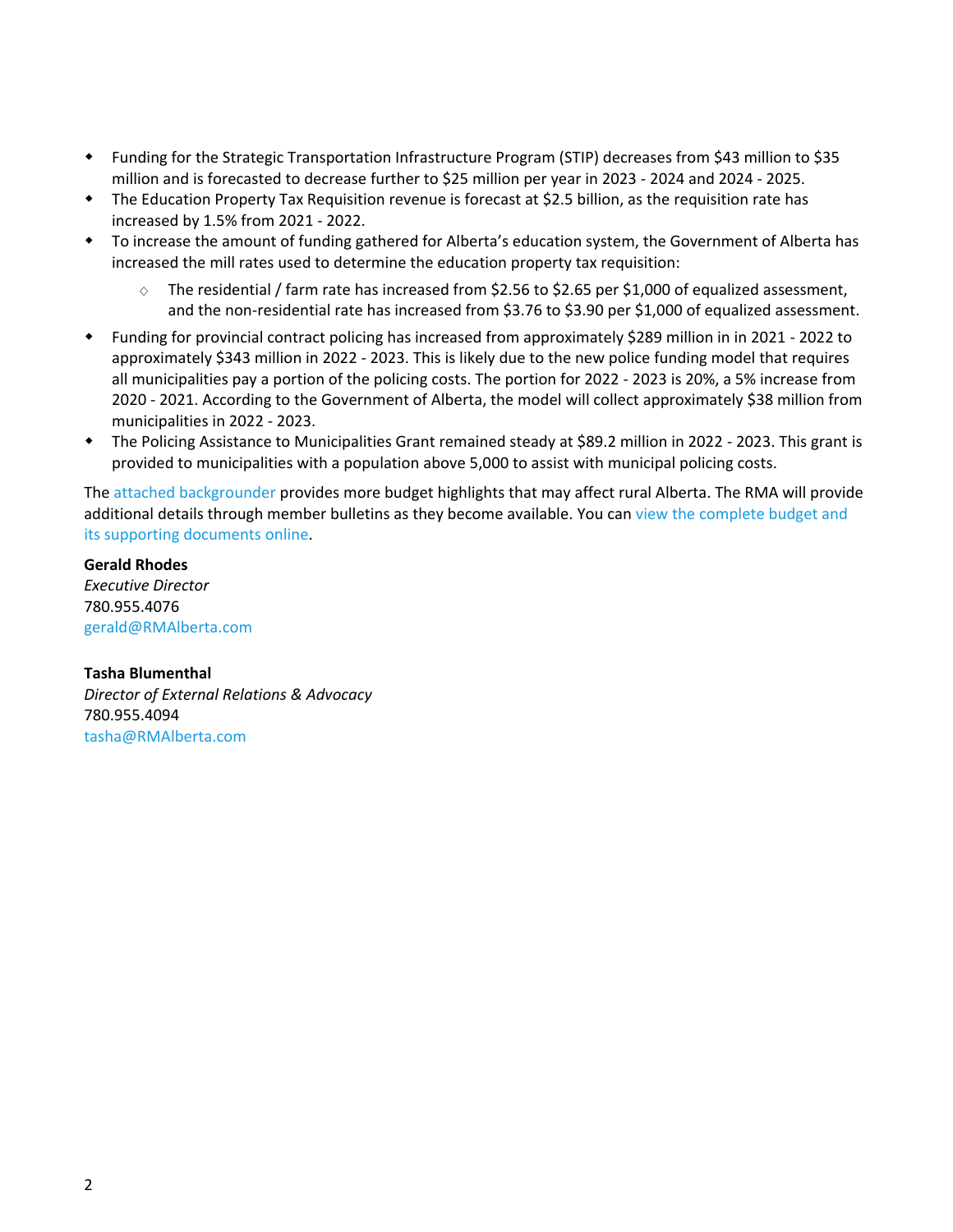- Funding for the Strategic Transportation Infrastructure Program (STIP) decreases from $43 million to $35 million and is forecasted to decrease further to $25 million per year in 2023 - 2024 and 2024 - 2025.
- The Education Property Tax Requisition revenue is forecast at $2.5 billion, as the requisition rate has increased by 1.5% from 2021 - 2022.
- To increase the amount of funding gathered for Alberta's education system, the Government of Alberta has increased the mill rates used to determine the education property tax requisition:
  - The residential / farm rate has increased from $2.56 to $2.65 per $1,000 of equalized assessment, and the non-residential rate has increased from $3.76 to $3.90 per $1,000 of equalized assessment.
- Funding for provincial contract policing has increased from approximately $289 million in in 2021 - 2022 to approximately $343 million in 2022 - 2023. This is likely due to the new police funding model that requires all municipalities pay a portion of the policing costs. The portion for 2022 - 2023 is 20%, a 5% increase from 2020 - 2021. According to the Government of Alberta, the model will collect approximately $38 million from municipalities in 2022 - 2023.
- The Policing Assistance to Municipalities Grant remained steady at $89.2 million in 2022 - 2023. This grant is provided to municipalities with a population above 5,000 to assist with municipal policing costs.

The attached backgrounder provides more budget highlights that may affect rural Alberta. The RMA will provide additional details through member bulletins as they become available. You can view the complete budget and its supporting documents online.

**Gerald Rhodes**
*Executive Director*
780.955.4076
gerald@RMAlberta.com

**Tasha Blumenthal**
*Director of External Relations & Advocacy*
780.955.4094
tasha@RMAlberta.com